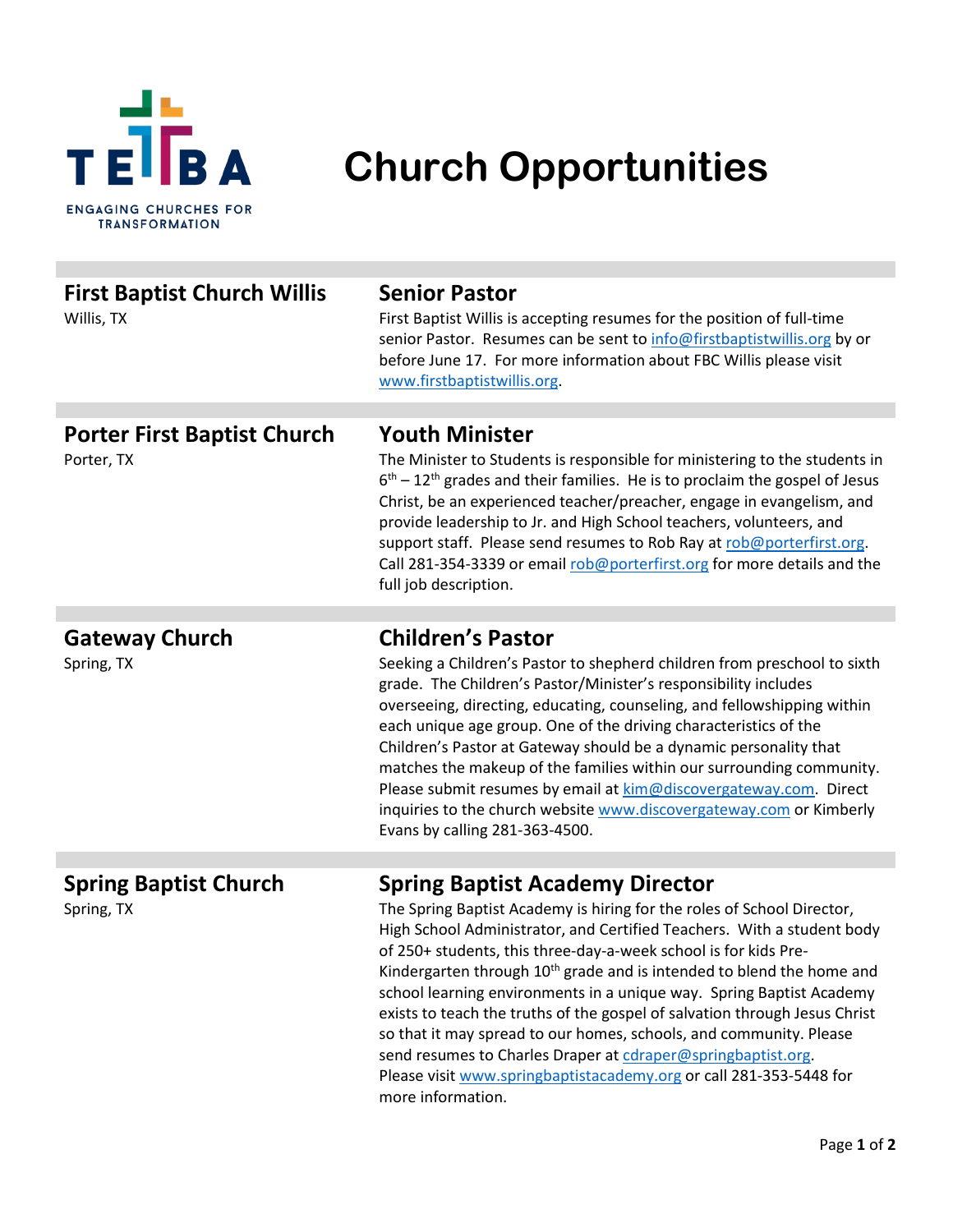TEBA

ENGAGING CHURCHES FOR TRANSFORMATION

# Church Opportunities

## First Baptist Church Willis
Willis, TX

### Senior Pastor
First Baptist Willis is accepting resumes for the position of full-time senior Pastor. Resumes can be sent to info@firstbaptistwillis.org by or before June 17. For more information about FBC Willis please visit www.firstbaptistwillis.org.

## Porter First Baptist Church
Porter, TX

### Youth Minister
The Minister to Students is responsible for ministering to the students in 6th – 12th grades and their families. He is to proclaim the gospel of Jesus Christ, be an experienced teacher/preacher, engage in evangelism, and provide leadership to Jr. and High School teachers, volunteers, and support staff. Please send resumes to Rob Ray at rob@porterfirst.org. Call 281-354-3339 or email rob@porterfirst.org for more details and the full job description.

## Gateway Church
Spring, TX

### Children's Pastor
Seeking a Children's Pastor to shepherd children from preschool to sixth grade. The Children's Pastor/Minister's responsibility includes overseeing, directing, educating, counseling, and fellowshipping within each unique age group. One of the driving characteristics of the Children's Pastor at Gateway should be a dynamic personality that matches the makeup of the families within our surrounding community. Please submit resumes by email at kim@discovergateway.com. Direct inquiries to the church website www.discovergateway.com or Kimberly Evans by calling 281-363-4500.

## Spring Baptist Church
Spring, TX

### Spring Baptist Academy Director
The Spring Baptist Academy is hiring for the roles of School Director, High School Administrator, and Certified Teachers. With a student body of 250+ students, this three-day-a-week school is for kids Pre-Kindergarten through 10th grade and is intended to blend the home and school learning environments in a unique way. Spring Baptist Academy exists to teach the truths of the gospel of salvation through Jesus Christ so that it may spread to our homes, schools, and community. Please send resumes to Charles Draper at cdraper@springbaptist.org. Please visit www.springbaptistacademy.org or call 281-353-5448 for more information.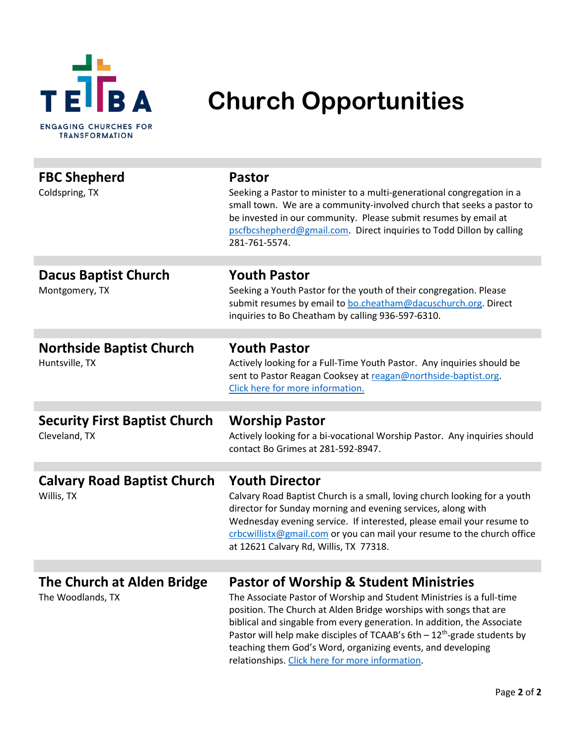TEXBA
ENGAGING CHURCHES FOR TRANSFORMATION

# Church Opportunities

## FBC Shepherd
Coldspring, TX

### Pastor
Seeking a Pastor to minister to a multi-generational congregation in a small town. We are a community-involved church that seeks a pastor to be invested in our community. Please submit resumes by email at pscfbcshepherd@gmail.com. Direct inquiries to Todd Dillon by calling 281-761-5574.

## Dacus Baptist Church
Montgomery, TX

### Youth Pastor
Seeking a Youth Pastor for the youth of their congregation. Please submit resumes by email to bo.cheatham@dacuschurch.org. Direct inquiries to Bo Cheatham by calling 936-597-6310.

## Northside Baptist Church
Huntsville, TX

### Youth Pastor
Actively looking for a Full-Time Youth Pastor. Any inquiries should be sent to Pastor Reagan Cooksey at reagan@northside-baptist.org.
Click here for more information.

## Security First Baptist Church
Cleveland, TX

### Worship Pastor
Actively looking for a bi-vocational Worship Pastor. Any inquiries should contact Bo Grimes at 281-592-8947.

## Calvary Road Baptist Church
Willis, TX

### Youth Director
Calvary Road Baptist Church is a small, loving church looking for a youth director for Sunday morning and evening services, along with Wednesday evening service. If interested, please email your resume to crbcwillistx@gmail.com or you can mail your resume to the church office at 12621 Calvary Rd, Willis, TX 77318.

## The Church at Alden Bridge
The Woodlands, TX

### Pastor of Worship & Student Ministries
The Associate Pastor of Worship and Student Ministries is a full-time position. The Church at Alden Bridge worships with songs that are biblical and singable from every generation. In addition, the Associate Pastor will help make disciples of TCAAB's 6th – 12th-grade students by teaching them God's Word, organizing events, and developing relationships. Click here for more information.